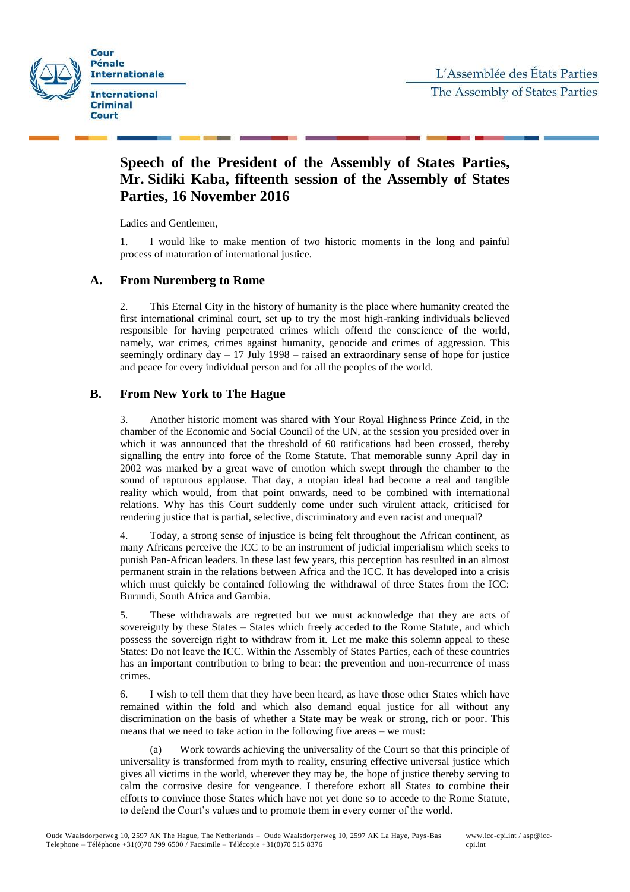# Speech of the President of the Assembly of States Parties, Mr. Sidiki Kaba, fifteenth session of the Assembly of States Parties, 16 November 2016

Ladies and Gentlemen,

1. I would like to make mention of two historic moments in the long and painful process of maturation of international justice.

## A. From Nuremberg to Rome

2. This Eternal City in the history of humanity is the place where humanity created the first international criminal court, set up to try the most high-ranking individuals believed responsible for having perpetrated crimes which offend the conscience of the world, namely, war crimes, crimes against humanity, genocide and crimes of aggression. This seemingly ordinary day – 17 July 1998 – raised an extraordinary sense of hope for justice and peace for every individual person and for all the peoples of the world.

## B. From New York to The Hague

3. Another historic moment was shared with Your Royal Highness Prince Zeid, in the chamber of the Economic and Social Council of the UN, at the session you presided over in which it was announced that the threshold of 60 ratifications had been crossed, thereby signalling the entry into force of the Rome Statute. That memorable sunny April day in 2002 was marked by a great wave of emotion which swept through the chamber to the sound of rapturous applause. That day, a utopian ideal had become a real and tangible reality which would, from that point onwards, need to be combined with international relations. Why has this Court suddenly come under such virulent attack, criticised for rendering justice that is partial, selective, discriminatory and even racist and unequal?

4. Today, a strong sense of injustice is being felt throughout the African continent, as many Africans perceive the ICC to be an instrument of judicial imperialism which seeks to punish Pan-African leaders. In these last few years, this perception has resulted in an almost permanent strain in the relations between Africa and the ICC. It has developed into a crisis which must quickly be contained following the withdrawal of three States from the ICC: Burundi, South Africa and Gambia.

5. These withdrawals are regretted but we must acknowledge that they are acts of sovereignty by these States – States which freely acceded to the Rome Statute, and which possess the sovereign right to withdraw from it. Let me make this solemn appeal to these States: Do not leave the ICC. Within the Assembly of States Parties, each of these countries has an important contribution to bring to bear: the prevention and non-recurrence of mass crimes.

6. I wish to tell them that they have been heard, as have those other States which have remained within the fold and which also demand equal justice for all without any discrimination on the basis of whether a State may be weak or strong, rich or poor. This means that we need to take action in the following five areas – we must:

(a) Work towards achieving the universality of the Court so that this principle of universality is transformed from myth to reality, ensuring effective universal justice which gives all victims in the world, wherever they may be, the hope of justice thereby serving to calm the corrosive desire for vengeance. I therefore exhort all States to combine their efforts to convince those States which have not yet done so to accede to the Rome Statute, to defend the Court's values and to promote them in every corner of the world.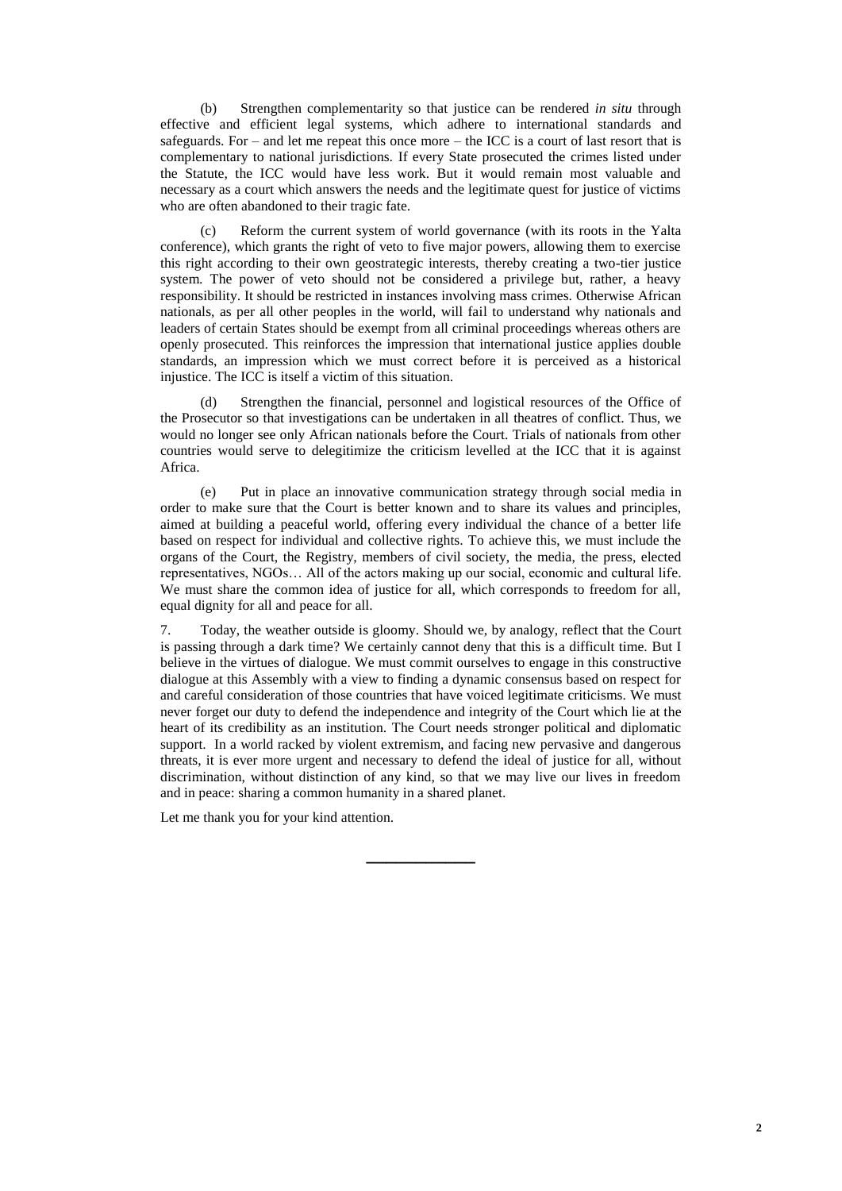(b) Strengthen complementarity so that justice can be rendered *in situ* through effective and efficient legal systems, which adhere to international standards and safeguards. For – and let me repeat this once more – the ICC is a court of last resort that is complementary to national jurisdictions. If every State prosecuted the crimes listed under the Statute, the ICC would have less work. But it would remain most valuable and necessary as a court which answers the needs and the legitimate quest for justice of victims who are often abandoned to their tragic fate.

(c) Reform the current system of world governance (with its roots in the Yalta conference), which grants the right of veto to five major powers, allowing them to exercise this right according to their own geostrategic interests, thereby creating a two-tier justice system. The power of veto should not be considered a privilege but, rather, a heavy responsibility. It should be restricted in instances involving mass crimes. Otherwise African nationals, as per all other peoples in the world, will fail to understand why nationals and leaders of certain States should be exempt from all criminal proceedings whereas others are openly prosecuted. This reinforces the impression that international justice applies double standards, an impression which we must correct before it is perceived as a historical injustice. The ICC is itself a victim of this situation.

(d) Strengthen the financial, personnel and logistical resources of the Office of the Prosecutor so that investigations can be undertaken in all theatres of conflict. Thus, we would no longer see only African nationals before the Court. Trials of nationals from other countries would serve to delegitimize the criticism levelled at the ICC that it is against Africa.

(e) Put in place an innovative communication strategy through social media in order to make sure that the Court is better known and to share its values and principles, aimed at building a peaceful world, offering every individual the chance of a better life based on respect for individual and collective rights. To achieve this, we must include the organs of the Court, the Registry, members of civil society, the media, the press, elected representatives, NGOs… All of the actors making up our social, economic and cultural life. We must share the common idea of justice for all, which corresponds to freedom for all, equal dignity for all and peace for all.

7. Today, the weather outside is gloomy. Should we, by analogy, reflect that the Court is passing through a dark time? We certainly cannot deny that this is a difficult time. But I believe in the virtues of dialogue. We must commit ourselves to engage in this constructive dialogue at this Assembly with a view to finding a dynamic consensus based on respect for and careful consideration of those countries that have voiced legitimate criticisms. We must never forget our duty to defend the independence and integrity of the Court which lie at the heart of its credibility as an institution. The Court needs stronger political and diplomatic support. In a world racked by violent extremism, and facing new pervasive and dangerous threats, it is ever more urgent and necessary to defend the ideal of justice for all, without discrimination, without distinction of any kind, so that we may live our lives in freedom and in peace: sharing a common humanity in a shared planet.

Let me thank you for your kind attention.

---